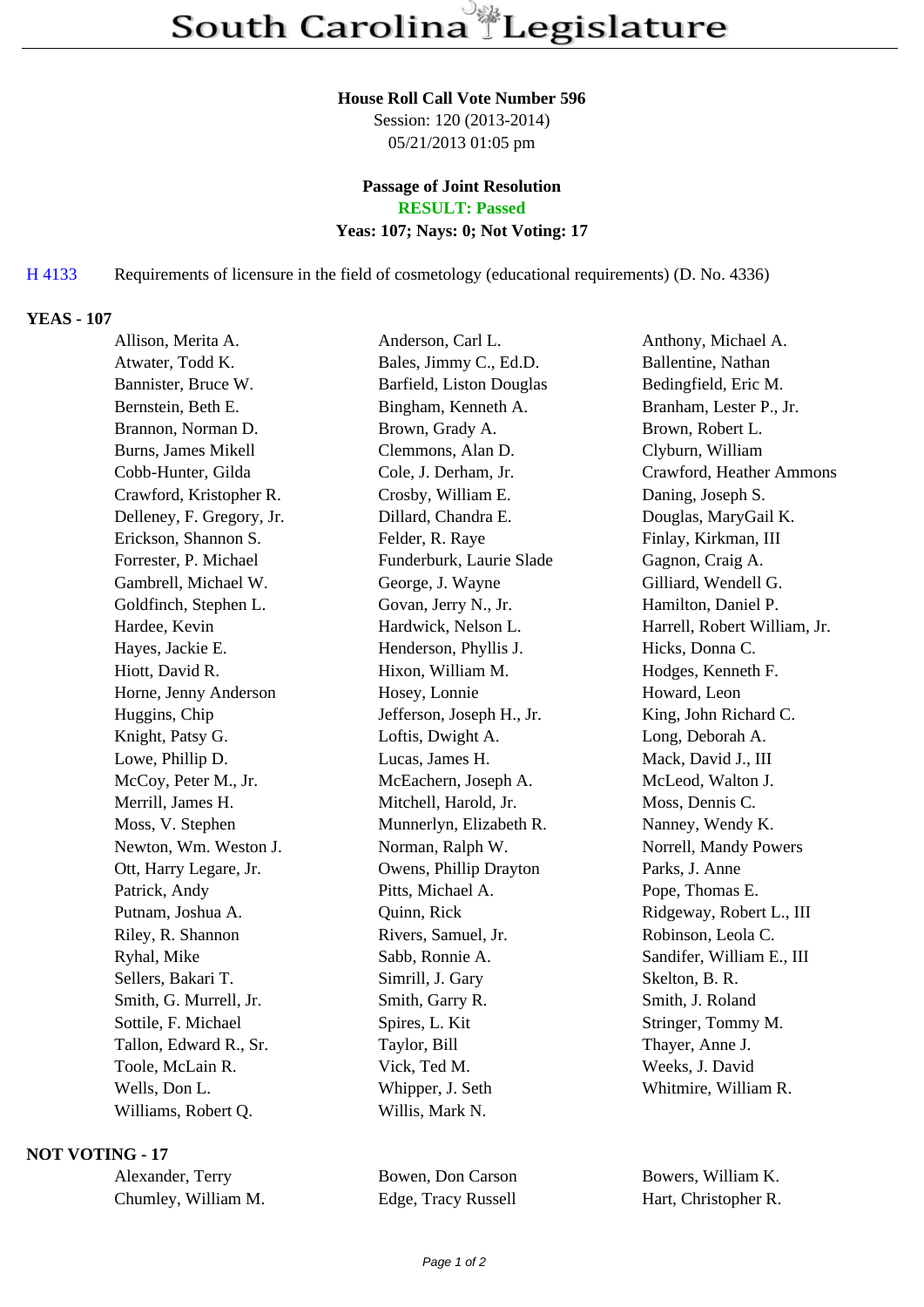# South Carolina Legislature

**House Roll Call Vote Number 596**
Session: 120 (2013-2014)
05/21/2013 01:05 pm

**Passage of Joint Resolution**
**RESULT: Passed**
**Yeas: 107; Nays: 0; Not Voting: 17**

H 4133 Requirements of licensure in the field of cosmetology (educational requirements) (D. No. 4336)

**YEAS - 107**

| | | |
|---|---|---|
| Allison, Merita A. | Anderson, Carl L. | Anthony, Michael A. |
| Atwater, Todd K. | Bales, Jimmy C., Ed.D. | Ballentine, Nathan |
| Bannister, Bruce W. | Barfield, Liston Douglas | Bedingfield, Eric M. |
| Bernstein, Beth E. | Bingham, Kenneth A. | Branham, Lester P., Jr. |
| Brannon, Norman D. | Brown, Grady A. | Brown, Robert L. |
| Burns, James Mikell | Clemmons, Alan D. | Clyburn, William |
| Cobb-Hunter, Gilda | Cole, J. Derham, Jr. | Crawford, Heather Ammons |
| Crawford, Kristopher R. | Crosby, William E. | Daning, Joseph S. |
| Delleney, F. Gregory, Jr. | Dillard, Chandra E. | Douglas, MaryGail K. |
| Erickson, Shannon S. | Felder, R. Raye | Finlay, Kirkman, III |
| Forrester, P. Michael | Funderburk, Laurie Slade | Gagnon, Craig A. |
| Gambrell, Michael W. | George, J. Wayne | Gilliard, Wendell G. |
| Goldfinch, Stephen L. | Govan, Jerry N., Jr. | Hamilton, Daniel P. |
| Hardee, Kevin | Hardwick, Nelson L. | Harrell, Robert William, Jr. |
| Hayes, Jackie E. | Henderson, Phyllis J. | Hicks, Donna C. |
| Hiott, David R. | Hixon, William M. | Hodges, Kenneth F. |
| Horne, Jenny Anderson | Hosey, Lonnie | Howard, Leon |
| Huggins, Chip | Jefferson, Joseph H., Jr. | King, John Richard C. |
| Knight, Patsy G. | Loftis, Dwight A. | Long, Deborah A. |
| Lowe, Phillip D. | Lucas, James H. | Mack, David J., III |
| McCoy, Peter M., Jr. | McEachern, Joseph A. | McLeod, Walton J. |
| Merrill, James H. | Mitchell, Harold, Jr. | Moss, Dennis C. |
| Moss, V. Stephen | Munnerlyn, Elizabeth R. | Nanney, Wendy K. |
| Newton, Wm. Weston J. | Norman, Ralph W. | Norrell, Mandy Powers |
| Ott, Harry Legare, Jr. | Owens, Phillip Drayton | Parks, J. Anne |
| Patrick, Andy | Pitts, Michael A. | Pope, Thomas E. |
| Putnam, Joshua A. | Quinn, Rick | Ridgeway, Robert L., III |
| Riley, R. Shannon | Rivers, Samuel, Jr. | Robinson, Leola C. |
| Ryhal, Mike | Sabb, Ronnie A. | Sandifer, William E., III |
| Sellers, Bakari T. | Simrill, J. Gary | Skelton, B. R. |
| Smith, G. Murrell, Jr. | Smith, Garry R. | Smith, J. Roland |
| Sottile, F. Michael | Spires, L. Kit | Stringer, Tommy M. |
| Tallon, Edward R., Sr. | Taylor, Bill | Thayer, Anne J. |
| Toole, McLain R. | Vick, Ted M. | Weeks, J. David |
| Wells, Don L. | Whipper, J. Seth | Whitmire, William R. |
| Williams, Robert Q. | Willis, Mark N. | |

**NOT VOTING - 17**

| | | |
|---|---|---|
| Alexander, Terry | Bowen, Don Carson | Bowers, William K. |
| Chumley, William M. | Edge, Tracy Russell | Hart, Christopher R. |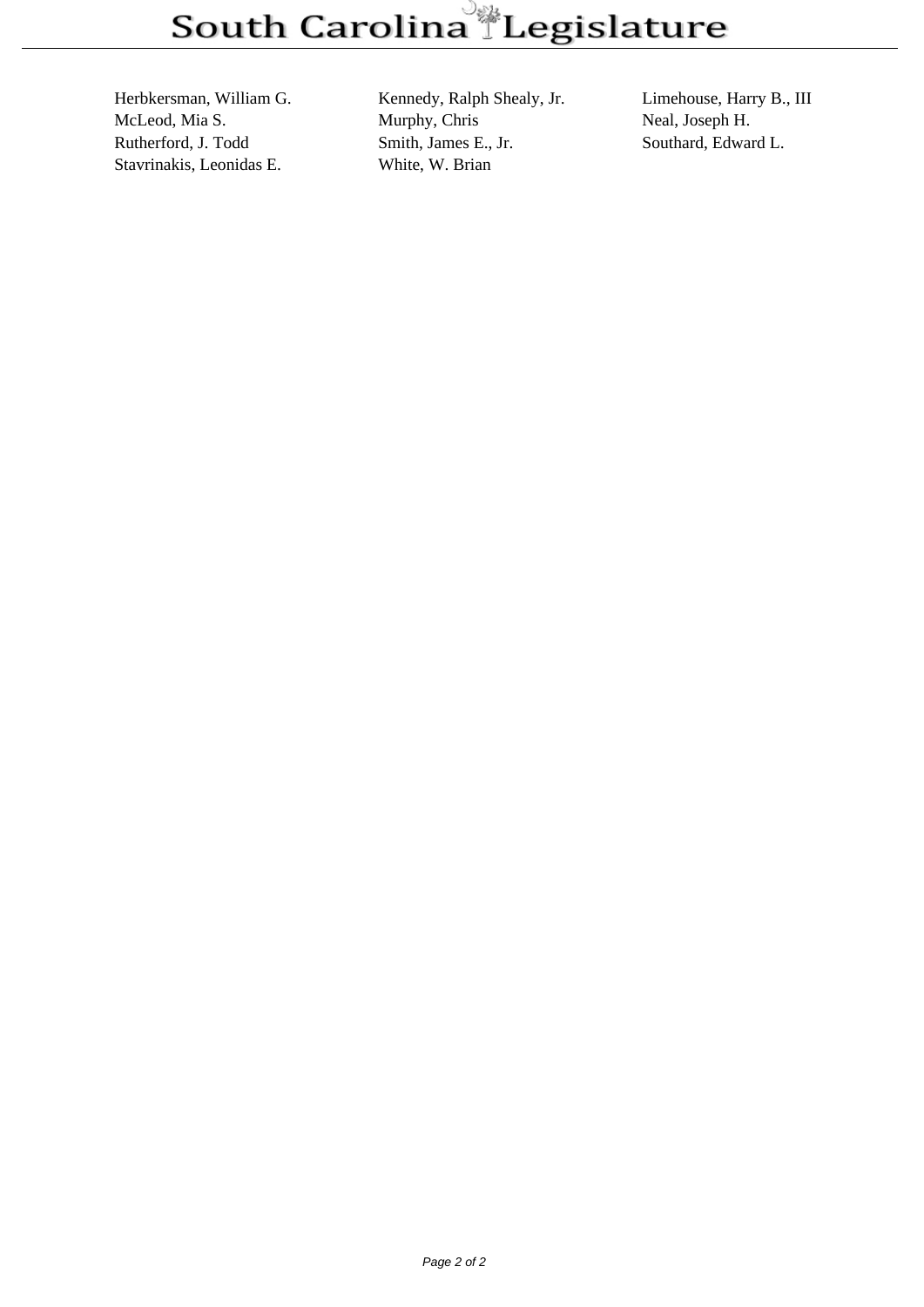| | | |
|---|---|---|
| Herbkersman, William G. | Kennedy, Ralph Shealy, Jr. | Limehouse, Harry B., III |
| McLeod, Mia S. | Murphy, Chris | Neal, Joseph H. |
| Rutherford, J. Todd | Smith, James E., Jr. | Southard, Edward L. |
| Stavrinakis, Leonidas E. | White, W. Brian | |